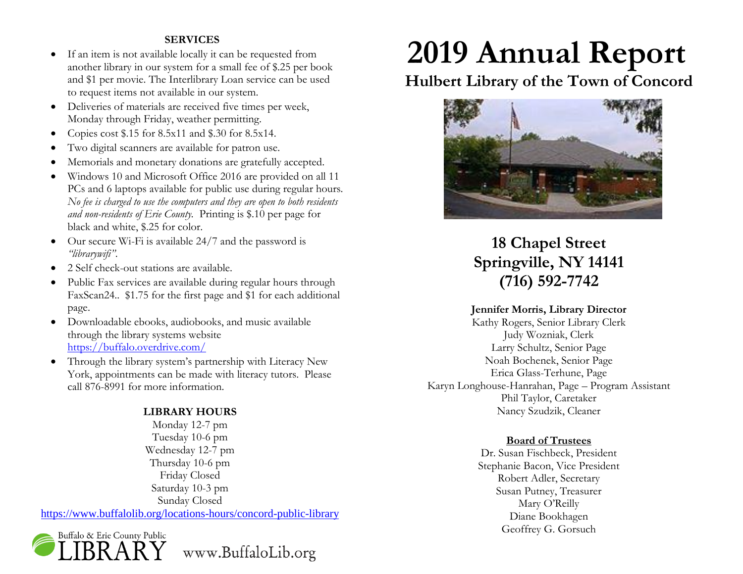# 2019 Annual Report

## Hulbert Library of the Town of Concord

### 18 Chapel Street
### Springville, NY 14141
### (716) 592-7742

**Jennifer Morris, Library Director**
Kathy Rogers, Senior Library Clerk
Judy Wozniak, Clerk
Larry Schultz, Senior Page
Noah Bochenek, Senior Page
Erica Glass-Terhune, Page
Karyn Longhouse-Hanrahan, Page – Program Assistant
Phil Taylor, Caretaker
Nancy Szudzik, Cleaner

**Board of Trustees**
Dr. Susan Fischbeck, President
Stephanie Bacon, Vice President
Robert Adler, Secretary
Susan Putney, Treasurer
Mary O'Reilly
Diane Bookhagen
Geoffrey G. Gorsuch

**SERVICES**

- If an item is not available locally it can be requested from another library in our system for a small fee of $.25 per book and $1 per movie. The Interlibrary Loan service can be used to request items not available in our system.
- Deliveries of materials are received five times per week, Monday through Friday, weather permitting.
- Copies cost $.15 for 8.5x11 and $.30 for 8.5x14.
- Two digital scanners are available for patron use.
- Memorials and monetary donations are gratefully accepted.
- Windows 10 and Microsoft Office 2016 are provided on all 11 PCs and 6 laptops available for public use during regular hours. *No fee is charged to use the computers and they are open to both residents and non-residents of Erie County.* Printing is $.10 per page for black and white, $.25 for color.
- Our secure Wi-Fi is available 24/7 and the password is *"librarywifi"*.
- 2 Self check-out stations are available.
- Public Fax services are available during regular hours through FaxScan24.. $1.75 for the first page and $1 for each additional page.
- Downloadable ebooks, audiobooks, and music available through the library systems website https://buffalo.overdrive.com/
- Through the library system's partnership with Literacy New York, appointments can be made with literacy tutors. Please call 876-8991 for more information.

**LIBRARY HOURS**

Monday 12-7 pm
Tuesday 10-6 pm
Wednesday 12-7 pm
Thursday 10-6 pm
Friday Closed
Saturday 10-3 pm
Sunday Closed

https://www.buffalolib.org/locations-hours/concord-public-library

Buffalo & Erie County Public LIBRARY www.BuffaloLib.org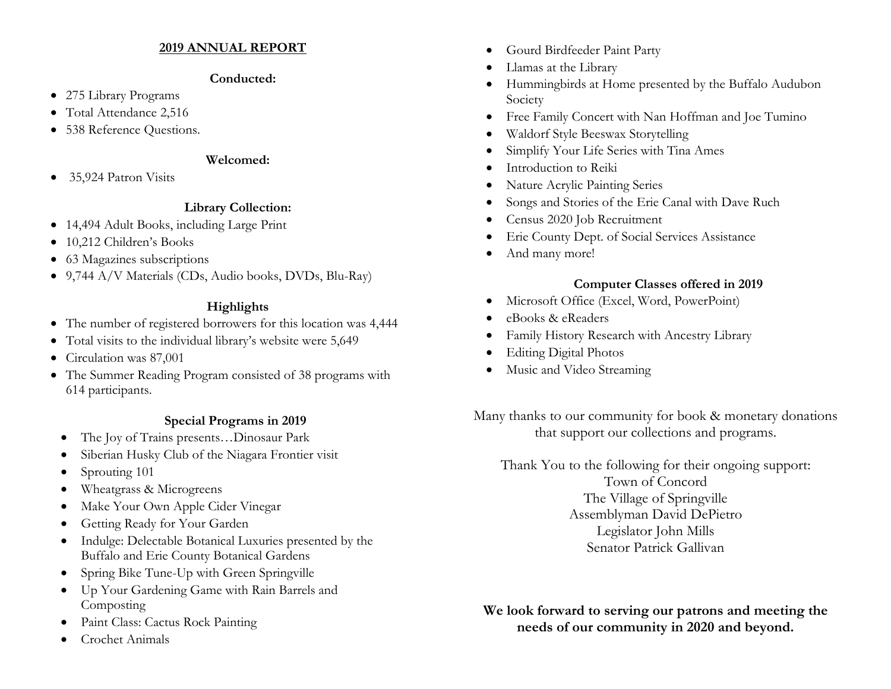# 2019 ANNUAL REPORT

### Conducted:

- 275 Library Programs
- Total Attendance 2,516
- 538 Reference Questions.

### Welcomed:

- 35,924 Patron Visits

### Library Collection:

- 14,494 Adult Books, including Large Print
- 10,212 Children's Books
- 63 Magazines subscriptions
- 9,744 A/V Materials (CDs, Audio books, DVDs, Blu-Ray)

### Highlights

- The number of registered borrowers for this location was 4,444
- Total visits to the individual library's website were 5,649
- Circulation was 87,001
- The Summer Reading Program consisted of 38 programs with 614 participants.

### Special Programs in 2019

- The Joy of Trains presents…Dinosaur Park
- Siberian Husky Club of the Niagara Frontier visit
- Sprouting 101
- Wheatgrass & Microgreens
- Make Your Own Apple Cider Vinegar
- Getting Ready for Your Garden
- Indulge: Delectable Botanical Luxuries presented by the Buffalo and Erie County Botanical Gardens
- Spring Bike Tune-Up with Green Springville
- Up Your Gardening Game with Rain Barrels and Composting
- Paint Class: Cactus Rock Painting
- Crochet Animals
- Gourd Birdfeeder Paint Party
- Llamas at the Library
- Hummingbirds at Home presented by the Buffalo Audubon Society
- Free Family Concert with Nan Hoffman and Joe Tumino
- Waldorf Style Beeswax Storytelling
- Simplify Your Life Series with Tina Ames
- Introduction to Reiki
- Nature Acrylic Painting Series
- Songs and Stories of the Erie Canal with Dave Ruch
- Census 2020 Job Recruitment
- Erie County Dept. of Social Services Assistance
- And many more!

### Computer Classes offered in 2019

- Microsoft Office (Excel, Word, PowerPoint)
- eBooks & eReaders
- Family History Research with Ancestry Library
- Editing Digital Photos
- Music and Video Streaming

Many thanks to our community for book & monetary donations that support our collections and programs.

Thank You to the following for their ongoing support:
Town of Concord
The Village of Springville
Assemblyman David DePietro
Legislator John Mills
Senator Patrick Gallivan

**We look forward to serving our patrons and meeting the needs of our community in 2020 and beyond.**